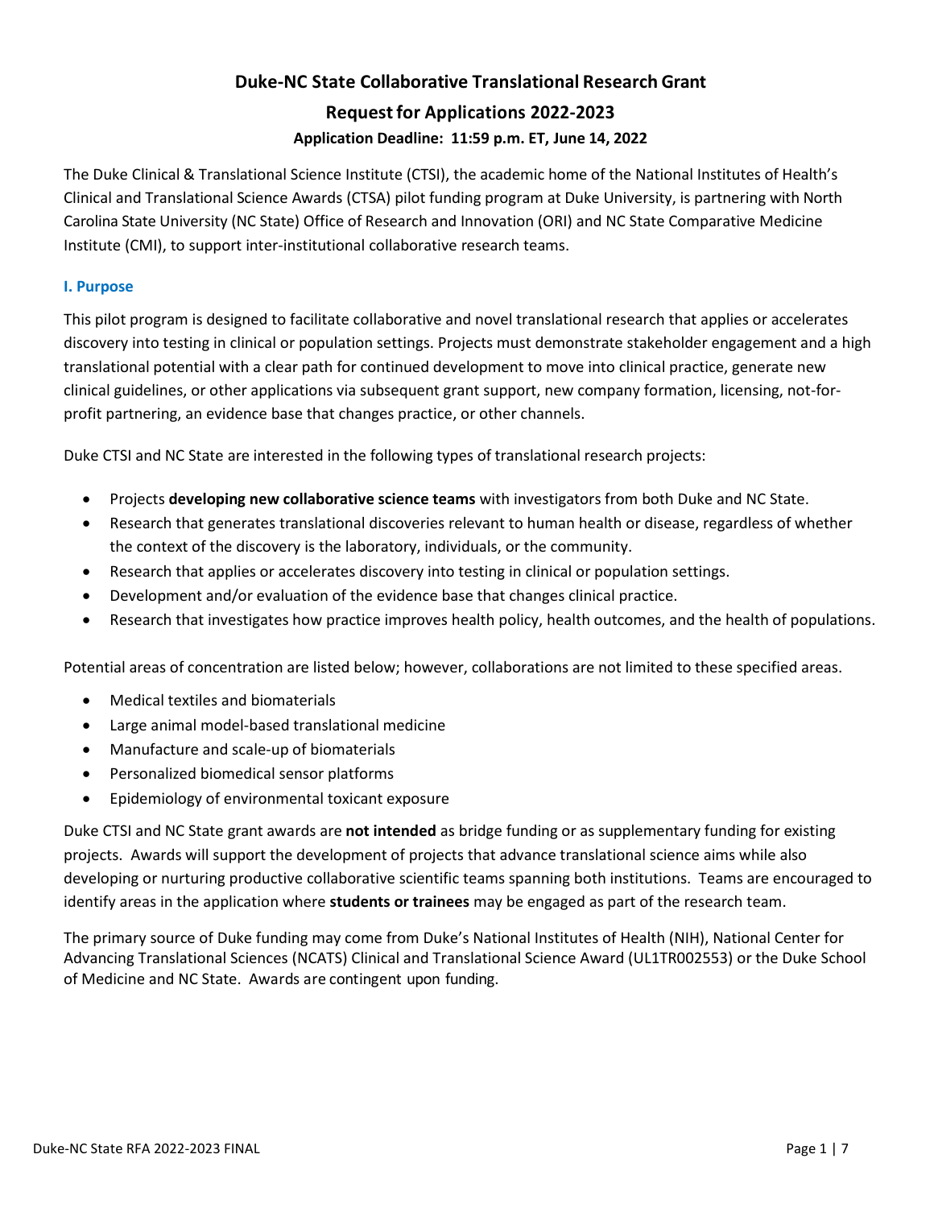# Duke-NC State Collaborative Translational Research Grant

## Request for Applications 2022-2023

### Application Deadline: 11:59 p.m. ET, June 14, 2022

The Duke Clinical & Translational Science Institute (CTSI), the academic home of the National Institutes of Health's Clinical and Translational Science Awards (CTSA) pilot funding program at Duke University, is partnering with North Carolina State University (NC State) Office of Research and Innovation (ORI) and NC State Comparative Medicine Institute (CMI), to support inter-institutional collaborative research teams.

### I. Purpose

This pilot program is designed to facilitate collaborative and novel translational research that applies or accelerates discovery into testing in clinical or population settings. Projects must demonstrate stakeholder engagement and a high translational potential with a clear path for continued development to move into clinical practice, generate new clinical guidelines, or other applications via subsequent grant support, new company formation, licensing, not-for-profit partnering, an evidence base that changes practice, or other channels.

Duke CTSI and NC State are interested in the following types of translational research projects:

- Projects **developing new collaborative science teams** with investigators from both Duke and NC State.
- Research that generates translational discoveries relevant to human health or disease, regardless of whether the context of the discovery is the laboratory, individuals, or the community.
- Research that applies or accelerates discovery into testing in clinical or population settings.
- Development and/or evaluation of the evidence base that changes clinical practice.
- Research that investigates how practice improves health policy, health outcomes, and the health of populations.

Potential areas of concentration are listed below; however, collaborations are not limited to these specified areas.

- Medical textiles and biomaterials
- Large animal model-based translational medicine
- Manufacture and scale-up of biomaterials
- Personalized biomedical sensor platforms
- Epidemiology of environmental toxicant exposure

Duke CTSI and NC State grant awards are **not intended** as bridge funding or as supplementary funding for existing projects. Awards will support the development of projects that advance translational science aims while also developing or nurturing productive collaborative scientific teams spanning both institutions. Teams are encouraged to identify areas in the application where **students or trainees** may be engaged as part of the research team.

The primary source of Duke funding may come from Duke's National Institutes of Health (NIH), National Center for Advancing Translational Sciences (NCATS) Clinical and Translational Science Award (UL1TR002553) or the Duke School of Medicine and NC State. Awards are contingent upon funding.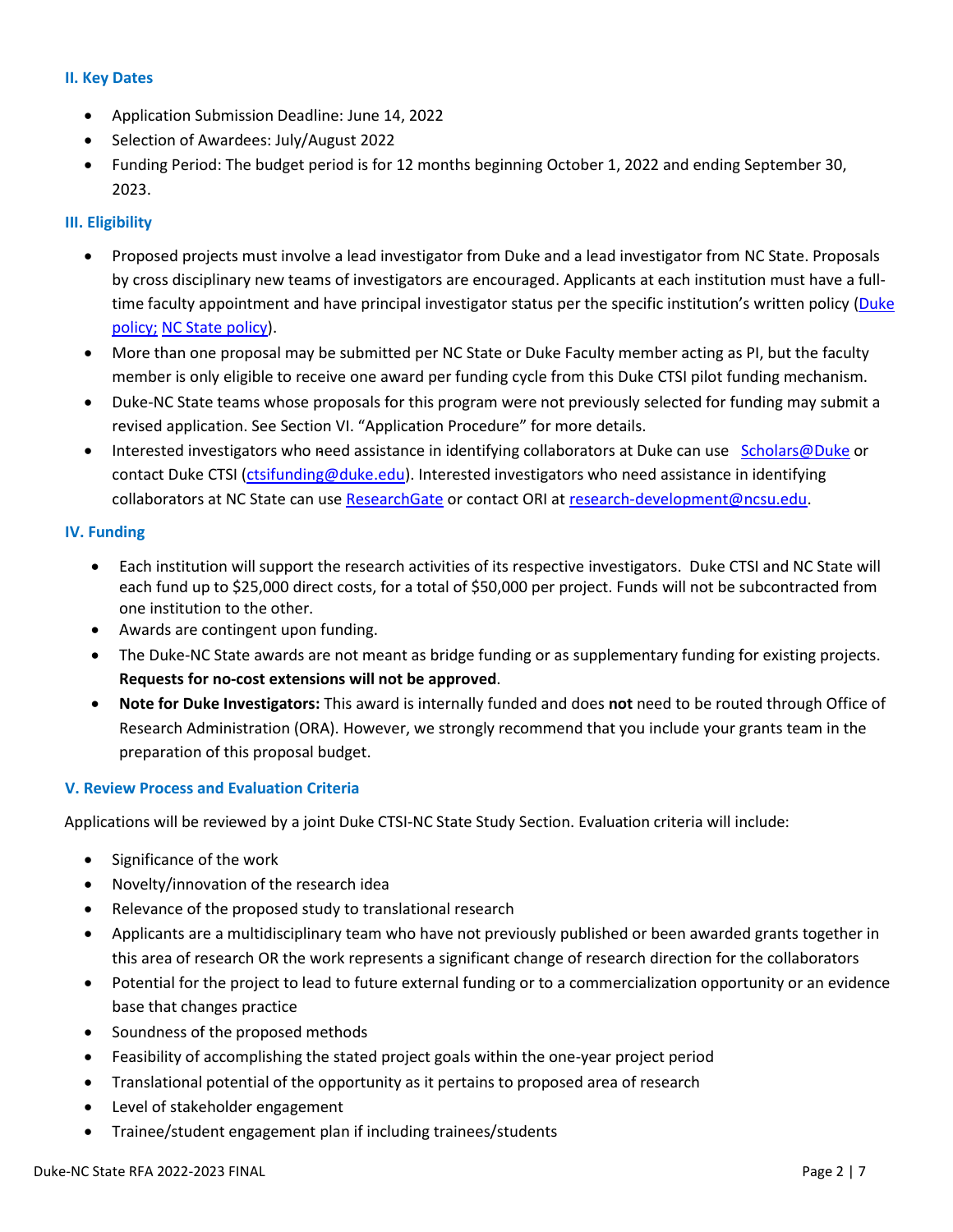## II. Key Dates

- Application Submission Deadline: June 14, 2022
- Selection of Awardees: July/August 2022
- Funding Period: The budget period is for 12 months beginning October 1, 2022 and ending September 30, 2023.

## III. Eligibility

- Proposed projects must involve a lead investigator from Duke and a lead investigator from NC State. Proposals by cross disciplinary new teams of investigators are encouraged. Applicants at each institution must have a full-time faculty appointment and have principal investigator status per the specific institution's written policy (Duke policy; NC State policy).
- More than one proposal may be submitted per NC State or Duke Faculty member acting as PI, but the faculty member is only eligible to receive one award per funding cycle from this Duke CTSI pilot funding mechanism.
- Duke-NC State teams whose proposals for this program were not previously selected for funding may submit a revised application. See Section VI. "Application Procedure" for more details.
- Interested investigators who need assistance in identifying collaborators at Duke can use Scholars@Duke or contact Duke CTSI (ctsifunding@duke.edu). Interested investigators who need assistance in identifying collaborators at NC State can use ResearchGate or contact ORI at research-development@ncsu.edu.

## IV. Funding

- Each institution will support the research activities of its respective investigators. Duke CTSI and NC State will each fund up to $25,000 direct costs, for a total of $50,000 per project. Funds will not be subcontracted from one institution to the other.
- Awards are contingent upon funding.
- The Duke-NC State awards are not meant as bridge funding or as supplementary funding for existing projects. **Requests for no-cost extensions will not be approved**.
- **Note for Duke Investigators:** This award is internally funded and does **not** need to be routed through Office of Research Administration (ORA). However, we strongly recommend that you include your grants team in the preparation of this proposal budget.

## V. Review Process and Evaluation Criteria

Applications will be reviewed by a joint Duke CTSI-NC State Study Section. Evaluation criteria will include:

- Significance of the work
- Novelty/innovation of the research idea
- Relevance of the proposed study to translational research
- Applicants are a multidisciplinary team who have not previously published or been awarded grants together in this area of research OR the work represents a significant change of research direction for the collaborators
- Potential for the project to lead to future external funding or to a commercialization opportunity or an evidence base that changes practice
- Soundness of the proposed methods
- Feasibility of accomplishing the stated project goals within the one-year project period
- Translational potential of the opportunity as it pertains to proposed area of research
- Level of stakeholder engagement
- Trainee/student engagement plan if including trainees/students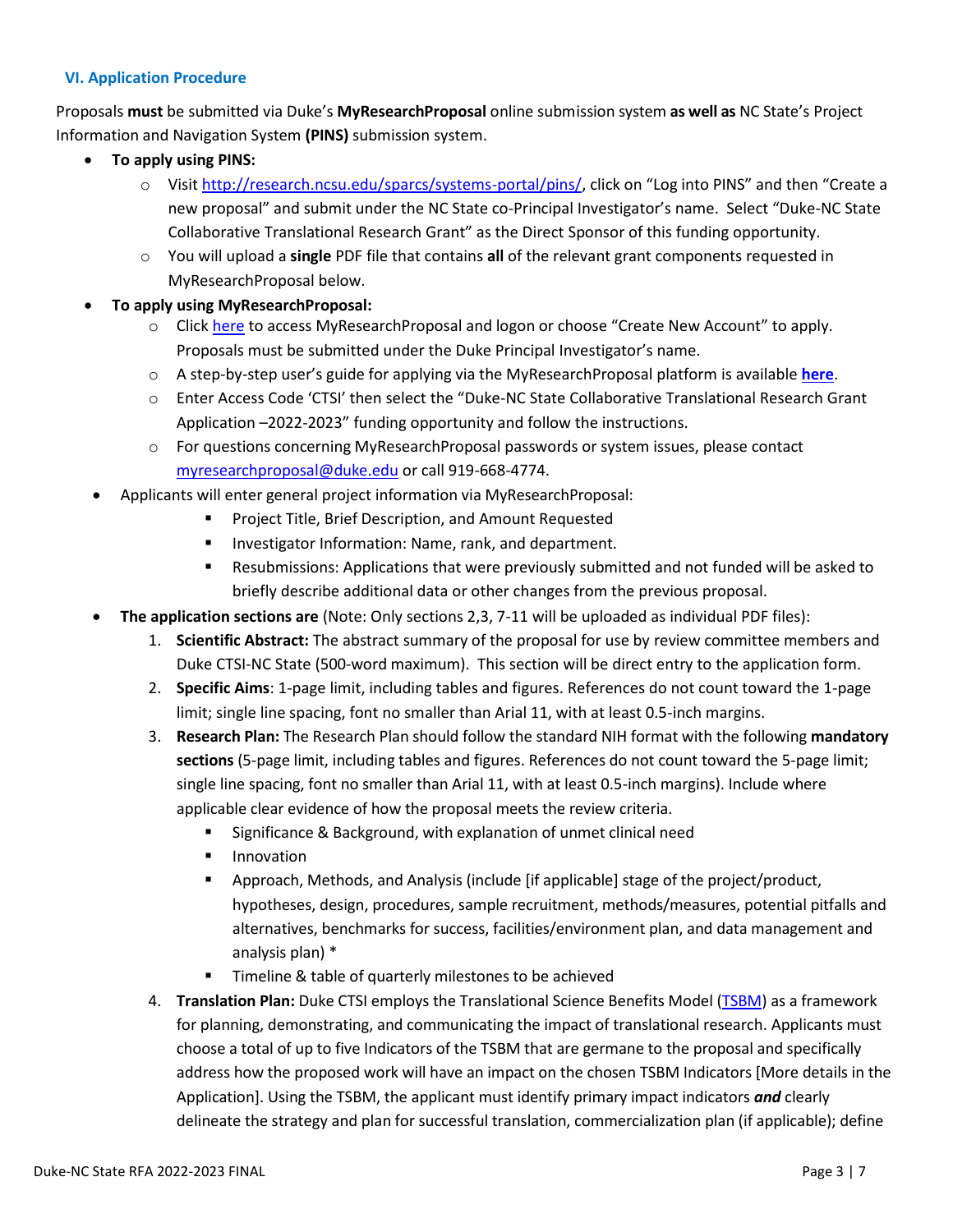### VI. Application Procedure

Proposals **must** be submitted via Duke's **MyResearchProposal** online submission system **as well as** NC State's Project Information and Navigation System **(PINS)** submission system.

- **To apply using PINS:**
  - Visit http://research.ncsu.edu/sparcs/systems-portal/pins/, click on "Log into PINS" and then "Create a new proposal" and submit under the NC State co-Principal Investigator's name. Select "Duke-NC State Collaborative Translational Research Grant" as the Direct Sponsor of this funding opportunity.
  - You will upload a **single** PDF file that contains **all** of the relevant grant components requested in MyResearchProposal below.
- **To apply using MyResearchProposal:**
  - Click here to access MyResearchProposal and logon or choose "Create New Account" to apply. Proposals must be submitted under the Duke Principal Investigator's name.
  - A step-by-step user's guide for applying via the MyResearchProposal platform is available **here**.
  - Enter Access Code 'CTSI' then select the "Duke-NC State Collaborative Translational Research Grant Application –2022-2023" funding opportunity and follow the instructions.
  - For questions concerning MyResearchProposal passwords or system issues, please contact myresearchproposal@duke.edu or call 919-668-4774.
- Applicants will enter general project information via MyResearchProposal:
  - Project Title, Brief Description, and Amount Requested
  - Investigator Information: Name, rank, and department.
  - Resubmissions: Applications that were previously submitted and not funded will be asked to briefly describe additional data or other changes from the previous proposal.
- **The application sections are** (Note: Only sections 2,3, 7-11 will be uploaded as individual PDF files):
  1. **Scientific Abstract:** The abstract summary of the proposal for use by review committee members and Duke CTSI-NC State (500-word maximum). This section will be direct entry to the application form.
  2. **Specific Aims**: 1-page limit, including tables and figures. References do not count toward the 1-page limit; single line spacing, font no smaller than Arial 11, with at least 0.5-inch margins.
  3. **Research Plan:** The Research Plan should follow the standard NIH format with the following **mandatory sections** (5-page limit, including tables and figures. References do not count toward the 5-page limit; single line spacing, font no smaller than Arial 11, with at least 0.5-inch margins). Include where applicable clear evidence of how the proposal meets the review criteria.
     - Significance & Background, with explanation of unmet clinical need
     - Innovation
     - Approach, Methods, and Analysis (include [if applicable] stage of the project/product, hypotheses, design, procedures, sample recruitment, methods/measures, potential pitfalls and alternatives, benchmarks for success, facilities/environment plan, and data management and analysis plan) *
     - Timeline & table of quarterly milestones to be achieved
  4. **Translation Plan:** Duke CTSI employs the Translational Science Benefits Model (TSBM) as a framework for planning, demonstrating, and communicating the impact of translational research. Applicants must choose a total of up to five Indicators of the TSBM that are germane to the proposal and specifically address how the proposed work will have an impact on the chosen TSBM Indicators [More details in the Application]. Using the TSBM, the applicant must identify primary impact indicators ***and*** clearly delineate the strategy and plan for successful translation, commercialization plan (if applicable); define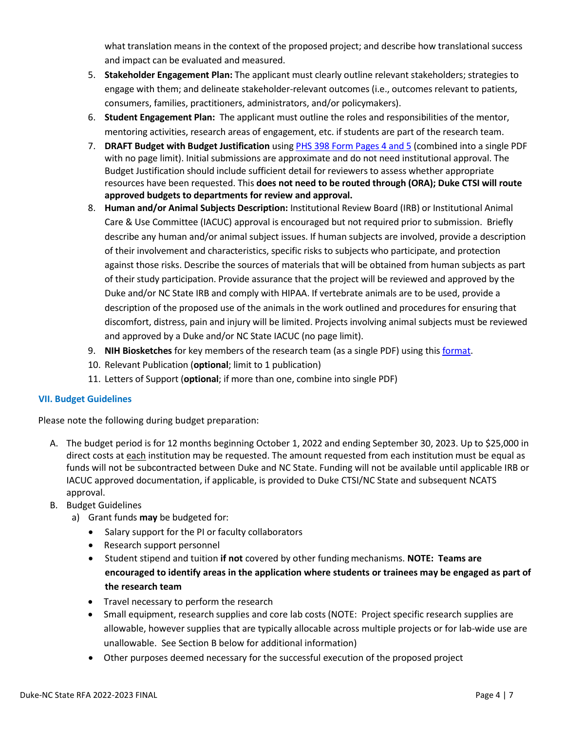what translation means in the context of the proposed project; and describe how translational success and impact can be evaluated and measured.

5. **Stakeholder Engagement Plan:** The applicant must clearly outline relevant stakeholders; strategies to engage with them; and delineate stakeholder-relevant outcomes (i.e., outcomes relevant to patients, consumers, families, practitioners, administrators, and/or policymakers).
6. **Student Engagement Plan:** The applicant must outline the roles and responsibilities of the mentor, mentoring activities, research areas of engagement, etc. if students are part of the research team.
7. **DRAFT Budget with Budget Justification** using [PHS 398 Form Pages 4 and 5] (combined into a single PDF with no page limit). Initial submissions are approximate and do not need institutional approval. The Budget Justification should include sufficient detail for reviewers to assess whether appropriate resources have been requested. This **does not need to be routed through (ORA); Duke CTSI will route approved budgets to departments for review and approval.**
8. **Human and/or Animal Subjects Description:** Institutional Review Board (IRB) or Institutional Animal Care & Use Committee (IACUC) approval is encouraged but not required prior to submission. Briefly describe any human and/or animal subject issues. If human subjects are involved, provide a description of their involvement and characteristics, specific risks to subjects who participate, and protection against those risks. Describe the sources of materials that will be obtained from human subjects as part of their study participation. Provide assurance that the project will be reviewed and approved by the Duke and/or NC State IRB and comply with HIPAA. If vertebrate animals are to be used, provide a description of the proposed use of the animals in the work outlined and procedures for ensuring that discomfort, distress, pain and injury will be limited. Projects involving animal subjects must be reviewed and approved by a Duke and/or NC State IACUC (no page limit).
9. **NIH Biosketches** for key members of the research team (as a single PDF) using this [format].
10. Relevant Publication (**optional**; limit to 1 publication)
11. Letters of Support (**optional**; if more than one, combine into single PDF)

### VII. Budget Guidelines

Please note the following during budget preparation:

A. The budget period is for 12 months beginning October 1, 2022 and ending September 30, 2023. Up to $25,000 in direct costs at each institution may be requested. The amount requested from each institution must be equal as funds will not be subcontracted between Duke and NC State. Funding will not be available until applicable IRB or IACUC approved documentation, if applicable, is provided to Duke CTSI/NC State and subsequent NCATS approval.
B. Budget Guidelines
   a) Grant funds **may** be budgeted for:
      - Salary support for the PI or faculty collaborators
      - Research support personnel
      - Student stipend and tuition **if not** covered by other funding mechanisms. **NOTE: Teams are encouraged to identify areas in the application where students or trainees may be engaged as part of the research team**
      - Travel necessary to perform the research
      - Small equipment, research supplies and core lab costs (NOTE: Project specific research supplies are allowable, however supplies that are typically allocable across multiple projects or for lab-wide use are unallowable. See Section B below for additional information)
      - Other purposes deemed necessary for the successful execution of the proposed project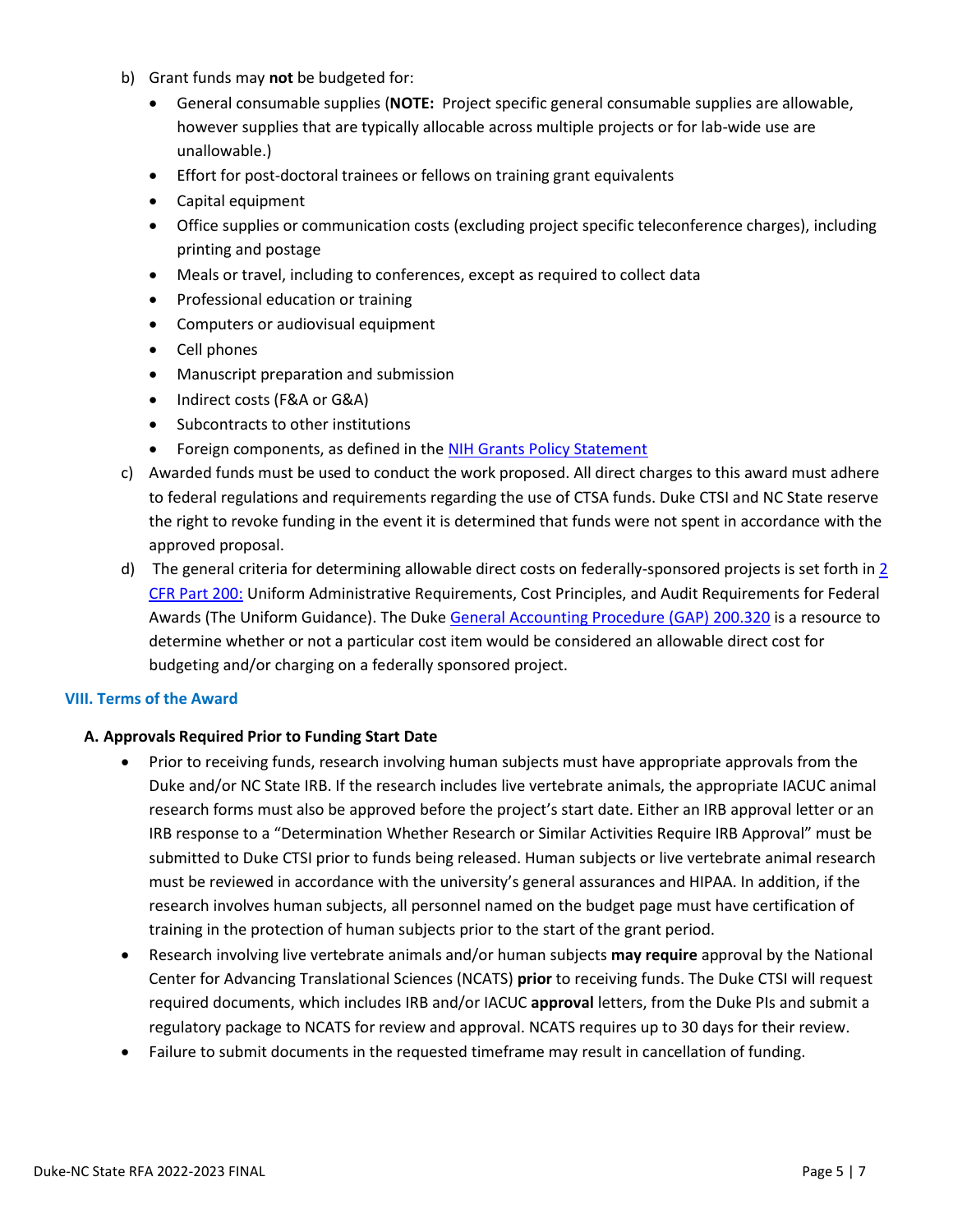b) Grant funds may **not** be budgeted for:
   - General consumable supplies (**NOTE:** Project specific general consumable supplies are allowable, however supplies that are typically allocable across multiple projects or for lab-wide use are unallowable.)
   - Effort for post-doctoral trainees or fellows on training grant equivalents
   - Capital equipment
   - Office supplies or communication costs (excluding project specific teleconference charges), including printing and postage
   - Meals or travel, including to conferences, except as required to collect data
   - Professional education or training
   - Computers or audiovisual equipment
   - Cell phones
   - Manuscript preparation and submission
   - Indirect costs (F&A or G&A)
   - Subcontracts to other institutions
   - Foreign components, as defined in the NIH Grants Policy Statement

c) Awarded funds must be used to conduct the work proposed. All direct charges to this award must adhere to federal regulations and requirements regarding the use of CTSA funds. Duke CTSI and NC State reserve the right to revoke funding in the event it is determined that funds were not spent in accordance with the approved proposal.

d) The general criteria for determining allowable direct costs on federally-sponsored projects is set forth in 2 CFR Part 200: Uniform Administrative Requirements, Cost Principles, and Audit Requirements for Federal Awards (The Uniform Guidance). The Duke General Accounting Procedure (GAP) 200.320 is a resource to determine whether or not a particular cost item would be considered an allowable direct cost for budgeting and/or charging on a federally sponsored project.

## VIII. Terms of the Award

### A. Approvals Required Prior to Funding Start Date

- Prior to receiving funds, research involving human subjects must have appropriate approvals from the Duke and/or NC State IRB. If the research includes live vertebrate animals, the appropriate IACUC animal research forms must also be approved before the project's start date. Either an IRB approval letter or an IRB response to a "Determination Whether Research or Similar Activities Require IRB Approval" must be submitted to Duke CTSI prior to funds being released. Human subjects or live vertebrate animal research must be reviewed in accordance with the university's general assurances and HIPAA. In addition, if the research involves human subjects, all personnel named on the budget page must have certification of training in the protection of human subjects prior to the start of the grant period.
- Research involving live vertebrate animals and/or human subjects **may require** approval by the National Center for Advancing Translational Sciences (NCATS) **prior** to receiving funds. The Duke CTSI will request required documents, which includes IRB and/or IACUC **approval** letters, from the Duke PIs and submit a regulatory package to NCATS for review and approval. NCATS requires up to 30 days for their review.
- Failure to submit documents in the requested timeframe may result in cancellation of funding.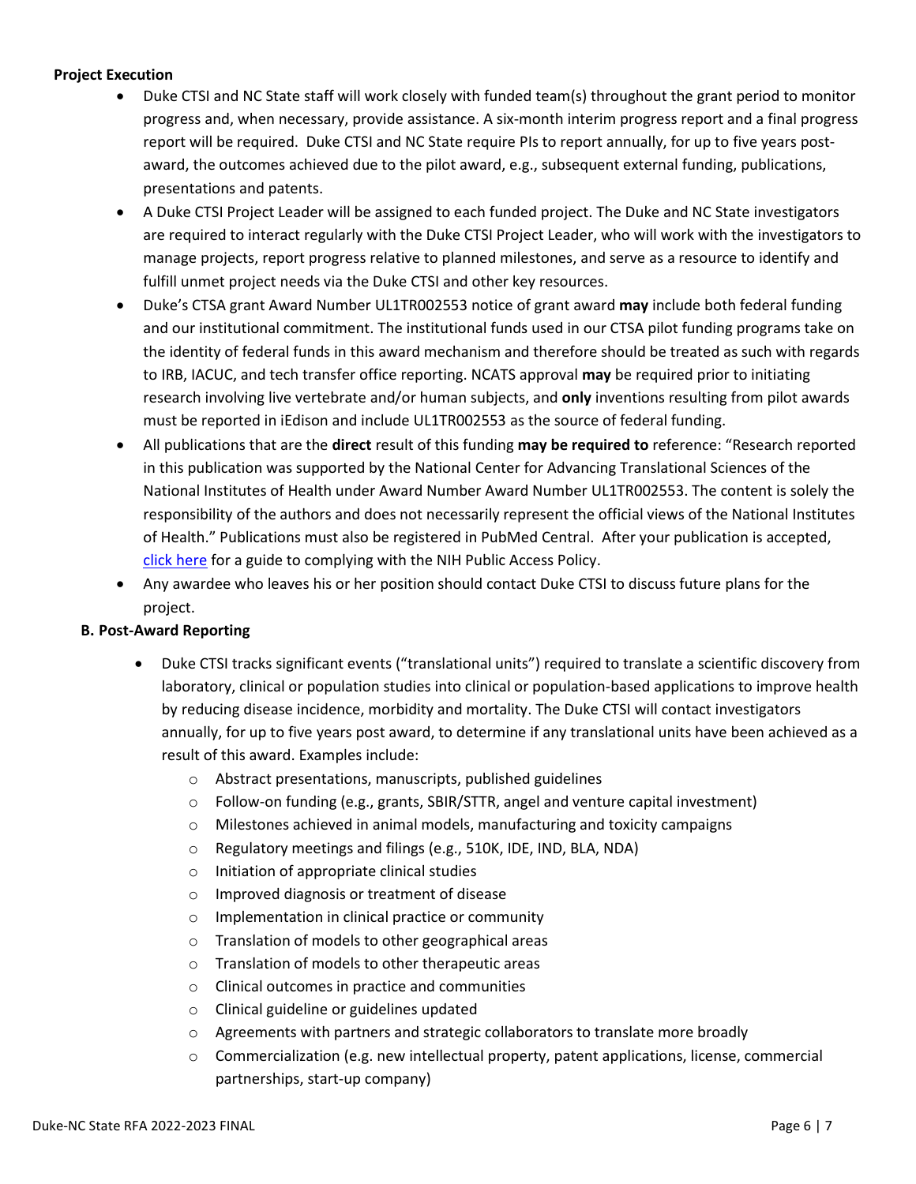**Project Execution**

- Duke CTSI and NC State staff will work closely with funded team(s) throughout the grant period to monitor progress and, when necessary, provide assistance. A six-month interim progress report and a final progress report will be required. Duke CTSI and NC State require PIs to report annually, for up to five years post-award, the outcomes achieved due to the pilot award, e.g., subsequent external funding, publications, presentations and patents.
- A Duke CTSI Project Leader will be assigned to each funded project. The Duke and NC State investigators are required to interact regularly with the Duke CTSI Project Leader, who will work with the investigators to manage projects, report progress relative to planned milestones, and serve as a resource to identify and fulfill unmet project needs via the Duke CTSI and other key resources.
- Duke's CTSA grant Award Number UL1TR002553 notice of grant award **may** include both federal funding and our institutional commitment. The institutional funds used in our CTSA pilot funding programs take on the identity of federal funds in this award mechanism and therefore should be treated as such with regards to IRB, IACUC, and tech transfer office reporting. NCATS approval **may** be required prior to initiating research involving live vertebrate and/or human subjects, and **only** inventions resulting from pilot awards must be reported in iEdison and include UL1TR002553 as the source of federal funding.
- All publications that are the **direct** result of this funding **may be required to** reference: "Research reported in this publication was supported by the National Center for Advancing Translational Sciences of the National Institutes of Health under Award Number Award Number UL1TR002553. The content is solely the responsibility of the authors and does not necessarily represent the official views of the National Institutes of Health." Publications must also be registered in PubMed Central. After your publication is accepted, click here for a guide to complying with the NIH Public Access Policy.
- Any awardee who leaves his or her position should contact Duke CTSI to discuss future plans for the project.

**B. Post-Award Reporting**

- Duke CTSI tracks significant events ("translational units") required to translate a scientific discovery from laboratory, clinical or population studies into clinical or population-based applications to improve health by reducing disease incidence, morbidity and mortality. The Duke CTSI will contact investigators annually, for up to five years post award, to determine if any translational units have been achieved as a result of this award. Examples include:
  - Abstract presentations, manuscripts, published guidelines
  - Follow-on funding (e.g., grants, SBIR/STTR, angel and venture capital investment)
  - Milestones achieved in animal models, manufacturing and toxicity campaigns
  - Regulatory meetings and filings (e.g., 510K, IDE, IND, BLA, NDA)
  - Initiation of appropriate clinical studies
  - Improved diagnosis or treatment of disease
  - Implementation in clinical practice or community
  - Translation of models to other geographical areas
  - Translation of models to other therapeutic areas
  - Clinical outcomes in practice and communities
  - Clinical guideline or guidelines updated
  - Agreements with partners and strategic collaborators to translate more broadly
  - Commercialization (e.g. new intellectual property, patent applications, license, commercial partnerships, start-up company)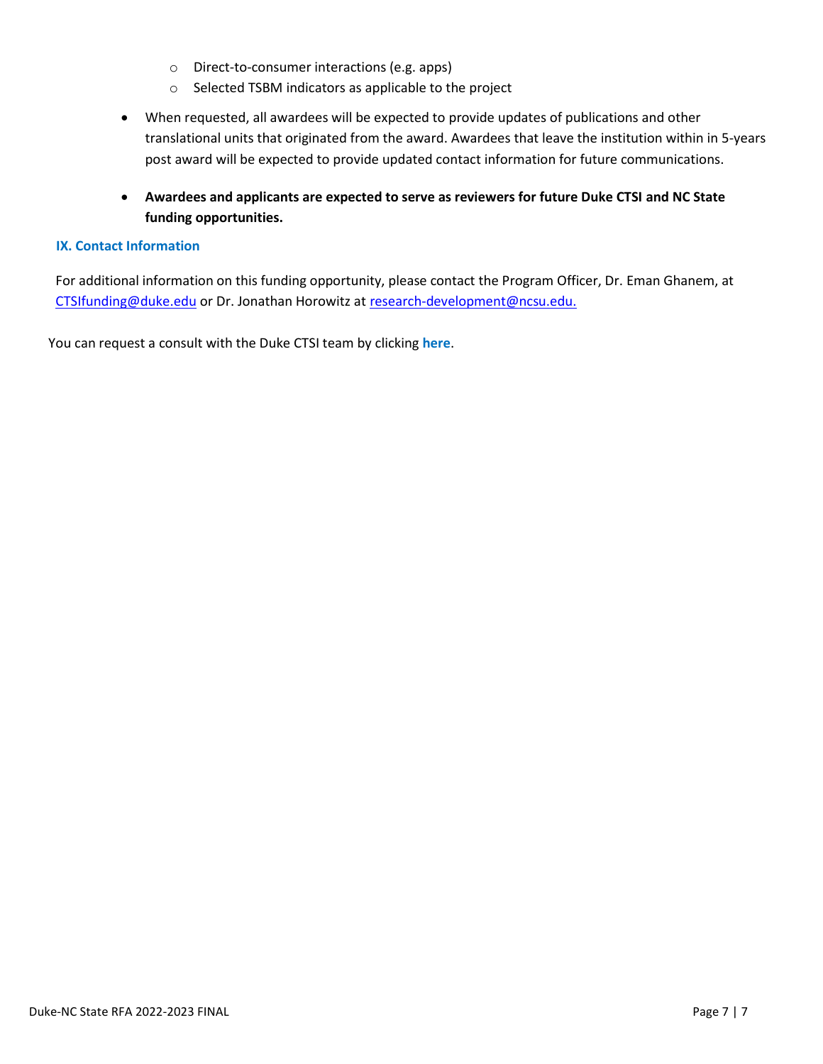- Direct-to-consumer interactions (e.g. apps)
  - Selected TSBM indicators as applicable to the project

- When requested, all awardees will be expected to provide updates of publications and other translational units that originated from the award. Awardees that leave the institution within in 5-years post award will be expected to provide updated contact information for future communications.

- **Awardees and applicants are expected to serve as reviewers for future Duke CTSI and NC State funding opportunities.**

## IX. Contact Information

For additional information on this funding opportunity, please contact the Program Officer, Dr. Eman Ghanem, at CTSIfunding@duke.edu or Dr. Jonathan Horowitz at research-development@ncsu.edu.

You can request a consult with the Duke CTSI team by clicking **here**.